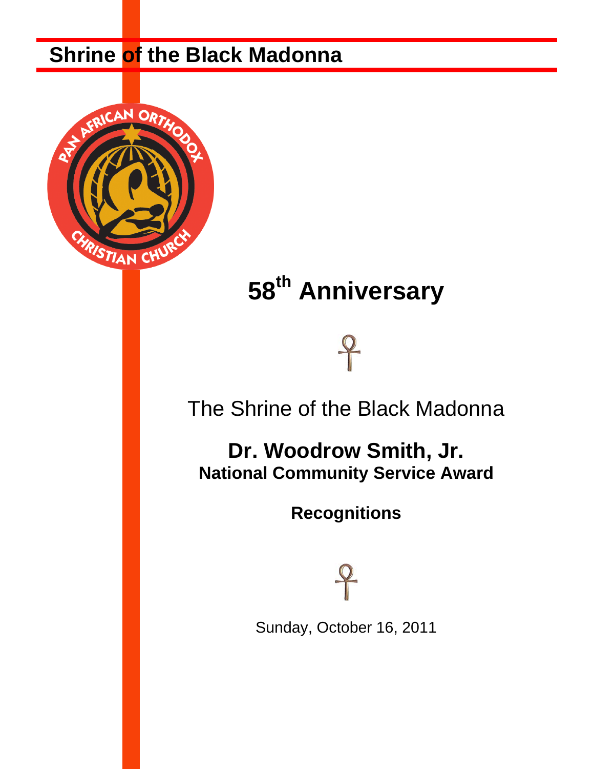# Shrine of the Black Madonna

PAN AFRICAN ORTHODOX CHRISTIAN CHURCH

## 58th Anniversary

The Shrine of the Black Madonna

**Dr. Woodrow Smith, Jr.**
**National Community Service Award**

**Recognitions**

Sunday, October 16, 2011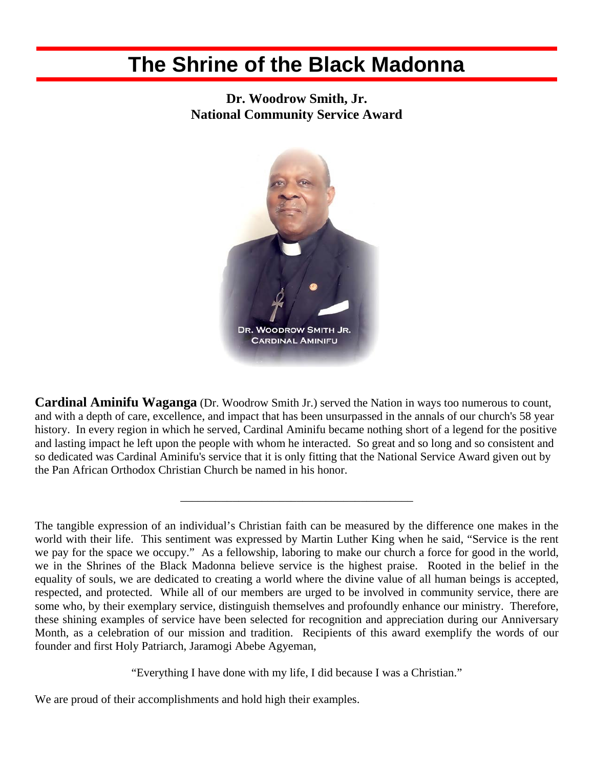# The Shrine of the Black Madonna

**Dr. Woodrow Smith, Jr.**
**National Community Service Award**

DR. WOODROW SMITH JR.
CARDINAL AMINIFU

**Cardinal Aminifu Waganga** (Dr. Woodrow Smith Jr.) served the Nation in ways too numerous to count, and with a depth of care, excellence, and impact that has been unsurpassed in the annals of our church's 58 year history. In every region in which he served, Cardinal Aminifu became nothing short of a legend for the positive and lasting impact he left upon the people with whom he interacted. So great and so long and so consistent and so dedicated was Cardinal Aminifu's service that it is only fitting that the National Service Award given out by the Pan African Orthodox Christian Church be named in his honor.

---

The tangible expression of an individual's Christian faith can be measured by the difference one makes in the world with their life. This sentiment was expressed by Martin Luther King when he said, "Service is the rent we pay for the space we occupy." As a fellowship, laboring to make our church a force for good in the world, we in the Shrines of the Black Madonna believe service is the highest praise. Rooted in the belief in the equality of souls, we are dedicated to creating a world where the divine value of all human beings is accepted, respected, and protected. While all of our members are urged to be involved in community service, there are some who, by their exemplary service, distinguish themselves and profoundly enhance our ministry. Therefore, these shining examples of service have been selected for recognition and appreciation during our Anniversary Month, as a celebration of our mission and tradition. Recipients of this award exemplify the words of our founder and first Holy Patriarch, Jaramogi Abebe Agyeman,

"Everything I have done with my life, I did because I was a Christian."

We are proud of their accomplishments and hold high their examples.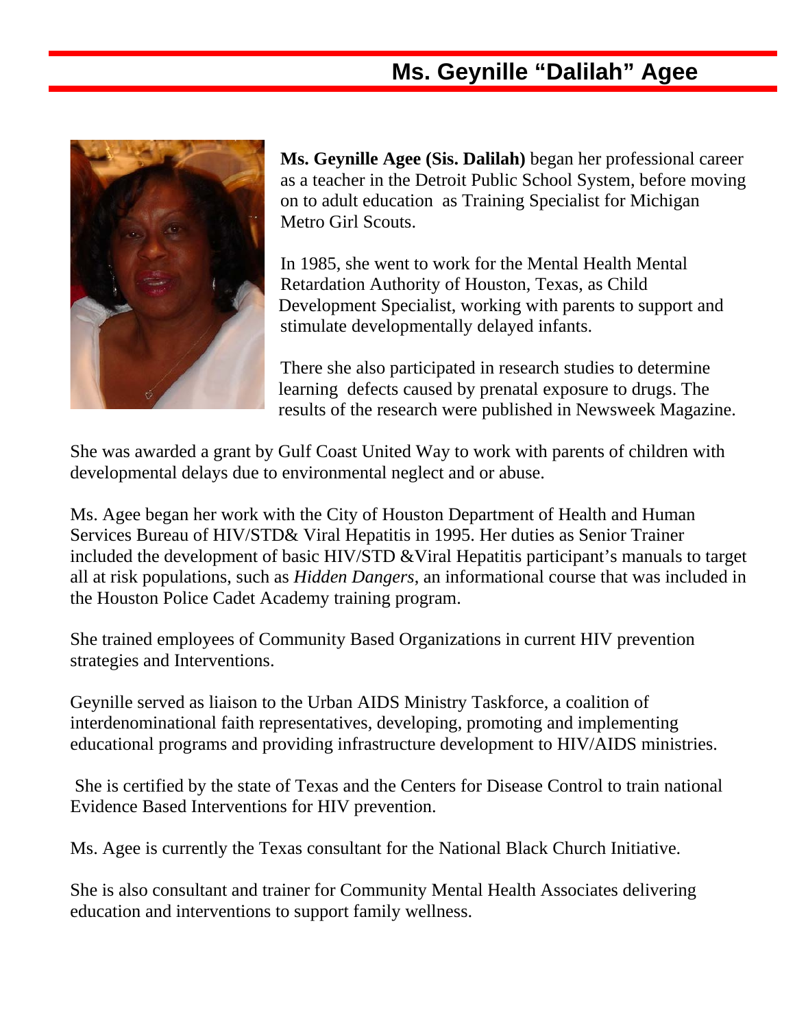# Ms. Geynille “Dalilah” Agee

**Ms. Geynille Agee (Sis. Dalilah)** began her professional career as a teacher in the Detroit Public School System, before moving on to adult education as Training Specialist for Michigan Metro Girl Scouts.

In 1985, she went to work for the Mental Health Mental Retardation Authority of Houston, Texas, as Child Development Specialist, working with parents to support and stimulate developmentally delayed infants.

There she also participated in research studies to determine learning defects caused by prenatal exposure to drugs. The results of the research were published in Newsweek Magazine.

She was awarded a grant by Gulf Coast United Way to work with parents of children with developmental delays due to environmental neglect and or abuse.

Ms. Agee began her work with the City of Houston Department of Health and Human Services Bureau of HIV/STD& Viral Hepatitis in 1995. Her duties as Senior Trainer included the development of basic HIV/STD &Viral Hepatitis participant’s manuals to target all at risk populations, such as *Hidden Dangers*, an informational course that was included in the Houston Police Cadet Academy training program.

She trained employees of Community Based Organizations in current HIV prevention strategies and Interventions.

Geynille served as liaison to the Urban AIDS Ministry Taskforce, a coalition of interdenominational faith representatives, developing, promoting and implementing educational programs and providing infrastructure development to HIV/AIDS ministries.

She is certified by the state of Texas and the Centers for Disease Control to train national Evidence Based Interventions for HIV prevention.

Ms. Agee is currently the Texas consultant for the National Black Church Initiative.

She is also consultant and trainer for Community Mental Health Associates delivering education and interventions to support family wellness.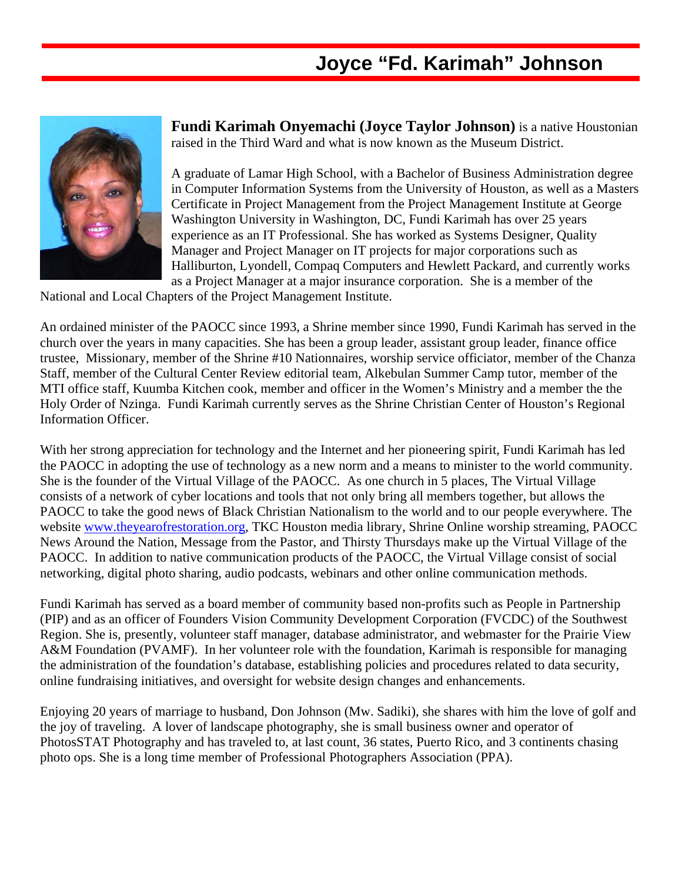# Joyce “Fd. Karimah” Johnson

**Fundi Karimah Onyemachi (Joyce Taylor Johnson)** is a native Houstonian raised in the Third Ward and what is now known as the Museum District.

A graduate of Lamar High School, with a Bachelor of Business Administration degree in Computer Information Systems from the University of Houston, as well as a Masters Certificate in Project Management from the Project Management Institute at George Washington University in Washington, DC, Fundi Karimah has over 25 years experience as an IT Professional. She has worked as Systems Designer, Quality Manager and Project Manager on IT projects for major corporations such as Halliburton, Lyondell, Compaq Computers and Hewlett Packard, and currently works as a Project Manager at a major insurance corporation. She is a member of the National and Local Chapters of the Project Management Institute.

An ordained minister of the PAOCC since 1993, a Shrine member since 1990, Fundi Karimah has served in the church over the years in many capacities. She has been a group leader, assistant group leader, finance office trustee, Missionary, member of the Shrine #10 Nationnaires, worship service officiator, member of the Chanza Staff, member of the Cultural Center Review editorial team, Alkebulan Summer Camp tutor, member of the MTI office staff, Kuumba Kitchen cook, member and officer in the Women’s Ministry and a member the the Holy Order of Nzinga. Fundi Karimah currently serves as the Shrine Christian Center of Houston’s Regional Information Officer.

With her strong appreciation for technology and the Internet and her pioneering spirit, Fundi Karimah has led the PAOCC in adopting the use of technology as a new norm and a means to minister to the world community. She is the founder of the Virtual Village of the PAOCC. As one church in 5 places, The Virtual Village consists of a network of cyber locations and tools that not only bring all members together, but allows the PAOCC to take the good news of Black Christian Nationalism to the world and to our people everywhere. The website www.theyearofrestoration.org, TKC Houston media library, Shrine Online worship streaming, PAOCC News Around the Nation, Message from the Pastor, and Thirsty Thursdays make up the Virtual Village of the PAOCC. In addition to native communication products of the PAOCC, the Virtual Village consist of social networking, digital photo sharing, audio podcasts, webinars and other online communication methods.

Fundi Karimah has served as a board member of community based non-profits such as People in Partnership (PIP) and as an officer of Founders Vision Community Development Corporation (FVCDC) of the Southwest Region. She is, presently, volunteer staff manager, database administrator, and webmaster for the Prairie View A&M Foundation (PVAMF). In her volunteer role with the foundation, Karimah is responsible for managing the administration of the foundation’s database, establishing policies and procedures related to data security, online fundraising initiatives, and oversight for website design changes and enhancements.

Enjoying 20 years of marriage to husband, Don Johnson (Mw. Sadiki), she shares with him the love of golf and the joy of traveling. A lover of landscape photography, she is small business owner and operator of PhotosSTAT Photography and has traveled to, at last count, 36 states, Puerto Rico, and 3 continents chasing photo ops. She is a long time member of Professional Photographers Association (PPA).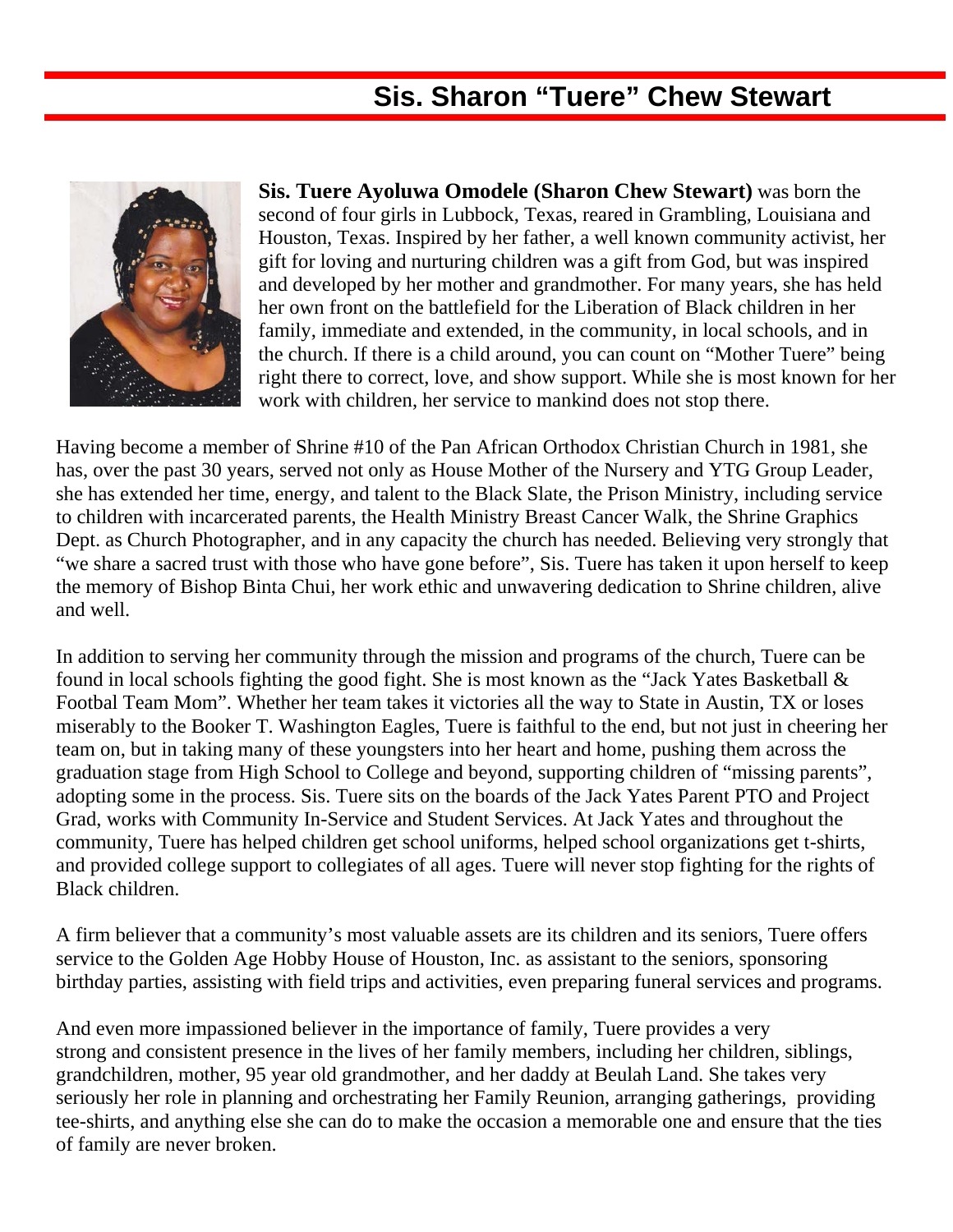# Sis. Sharon "Tuere" Chew Stewart

**Sis. Tuere Ayoluwa Omodele (Sharon Chew Stewart)** was born the second of four girls in Lubbock, Texas, reared in Grambling, Louisiana and Houston, Texas. Inspired by her father, a well known community activist, her gift for loving and nurturing children was a gift from God, but was inspired and developed by her mother and grandmother. For many years, she has held her own front on the battlefield for the Liberation of Black children in her family, immediate and extended, in the community, in local schools, and in the church. If there is a child around, you can count on "Mother Tuere" being right there to correct, love, and show support. While she is most known for her work with children, her service to mankind does not stop there.

Having become a member of Shrine #10 of the Pan African Orthodox Christian Church in 1981, she has, over the past 30 years, served not only as House Mother of the Nursery and YTG Group Leader, she has extended her time, energy, and talent to the Black Slate, the Prison Ministry, including service to children with incarcerated parents, the Health Ministry Breast Cancer Walk, the Shrine Graphics Dept. as Church Photographer, and in any capacity the church has needed. Believing very strongly that "we share a sacred trust with those who have gone before", Sis. Tuere has taken it upon herself to keep the memory of Bishop Binta Chui, her work ethic and unwavering dedication to Shrine children, alive and well.

In addition to serving her community through the mission and programs of the church, Tuere can be found in local schools fighting the good fight. She is most known as the "Jack Yates Basketball & Footbal Team Mom". Whether her team takes it victories all the way to State in Austin, TX or loses miserably to the Booker T. Washington Eagles, Tuere is faithful to the end, but not just in cheering her team on, but in taking many of these youngsters into her heart and home, pushing them across the graduation stage from High School to College and beyond, supporting children of "missing parents", adopting some in the process. Sis. Tuere sits on the boards of the Jack Yates Parent PTO and Project Grad, works with Community In-Service and Student Services. At Jack Yates and throughout the community, Tuere has helped children get school uniforms, helped school organizations get t-shirts, and provided college support to collegiates of all ages. Tuere will never stop fighting for the rights of Black children.

A firm believer that a community's most valuable assets are its children and its seniors, Tuere offers service to the Golden Age Hobby House of Houston, Inc. as assistant to the seniors, sponsoring birthday parties, assisting with field trips and activities, even preparing funeral services and programs.

And even more impassioned believer in the importance of family, Tuere provides a very strong and consistent presence in the lives of her family members, including her children, siblings, grandchildren, mother, 95 year old grandmother, and her daddy at Beulah Land. She takes very seriously her role in planning and orchestrating her Family Reunion, arranging gatherings, providing tee-shirts, and anything else she can do to make the occasion a memorable one and ensure that the ties of family are never broken.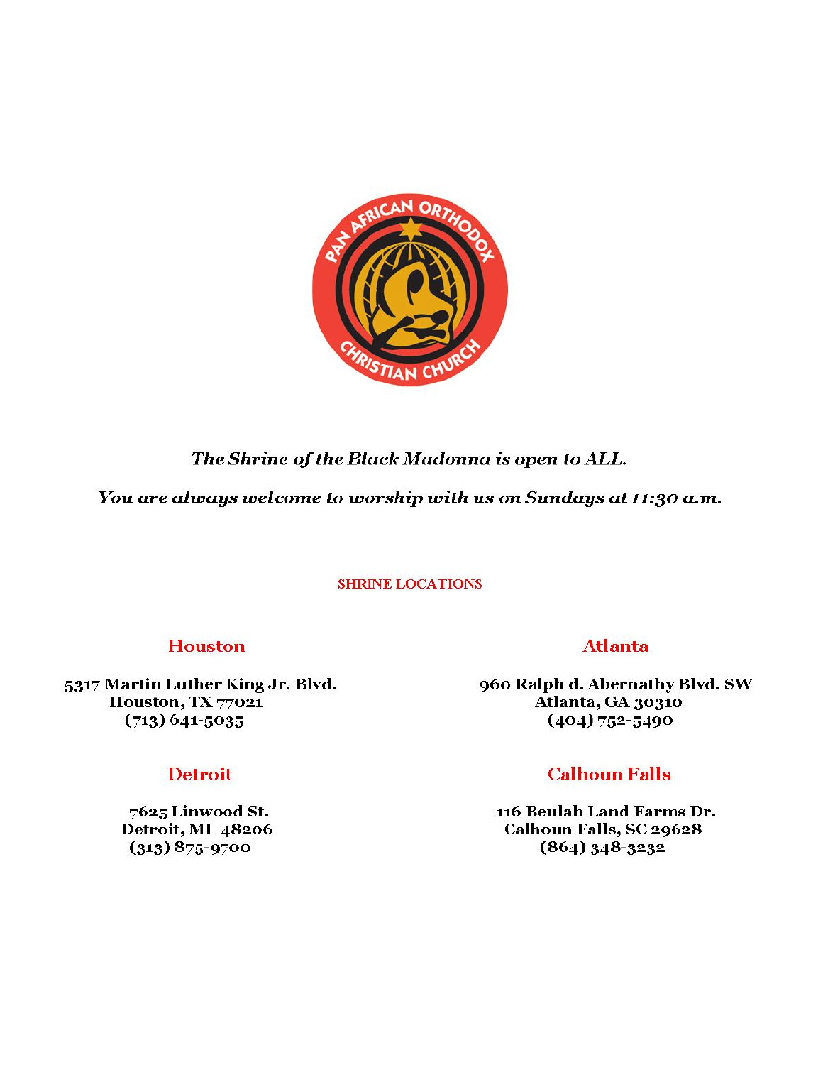PAN AFRICAN ORTHODOX CHRISTIAN CHURCH

*The Shrine of the Black Madonna is open to ALL.*

*You are always welcome to worship with us on Sundays at 11:30 a.m.*

## SHRINE LOCATIONS

### Houston

**5317 Martin Luther King Jr. Blvd.**
**Houston, TX 77021**
**(713) 641-5035**

### Atlanta

**960 Ralph d. Abernathy Blvd. SW**
**Atlanta, GA 30310**
**(404) 752-5490**

### Detroit

**7625 Linwood St.**
**Detroit, MI 48206**
**(313) 875-9700**

### Calhoun Falls

**116 Beulah Land Farms Dr.**
**Calhoun Falls, SC 29628**
**(864) 348-3232**